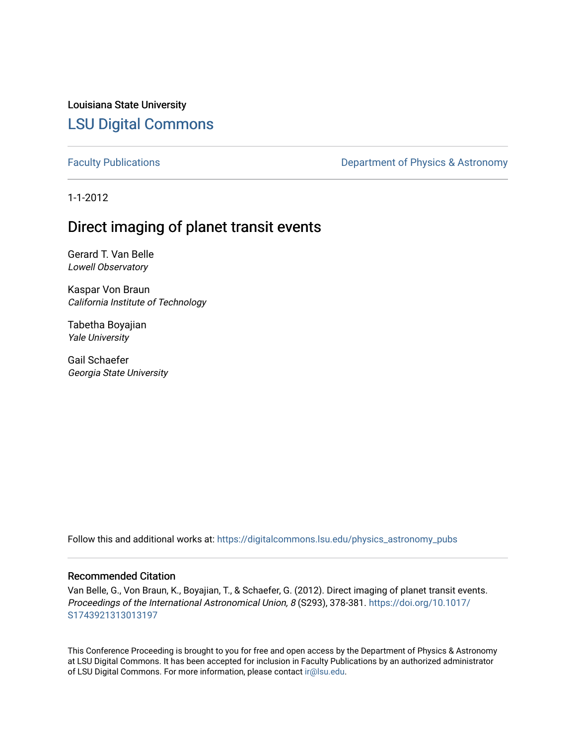Louisiana State University

# LSU Digital Commons

Faculty Publications | Department of Physics & Astronomy

1-1-2012

## Direct imaging of planet transit events

Gerard T. Van Belle
*Lowell Observatory*

Kaspar Von Braun
*California Institute of Technology*

Tabetha Boyajian
*Yale University*

Gail Schaefer
*Georgia State University*

Follow this and additional works at: https://digitalcommons.lsu.edu/physics_astronomy_pubs

### Recommended Citation

Van Belle, G., Von Braun, K., Boyajian, T., & Schaefer, G. (2012). Direct imaging of planet transit events. *Proceedings of the International Astronomical Union, 8* (S293), 378-381. https://doi.org/10.1017/S1743921313013197

This Conference Proceeding is brought to you for free and open access by the Department of Physics & Astronomy at LSU Digital Commons. It has been accepted for inclusion in Faculty Publications by an authorized administrator of LSU Digital Commons. For more information, please contact ir@lsu.edu.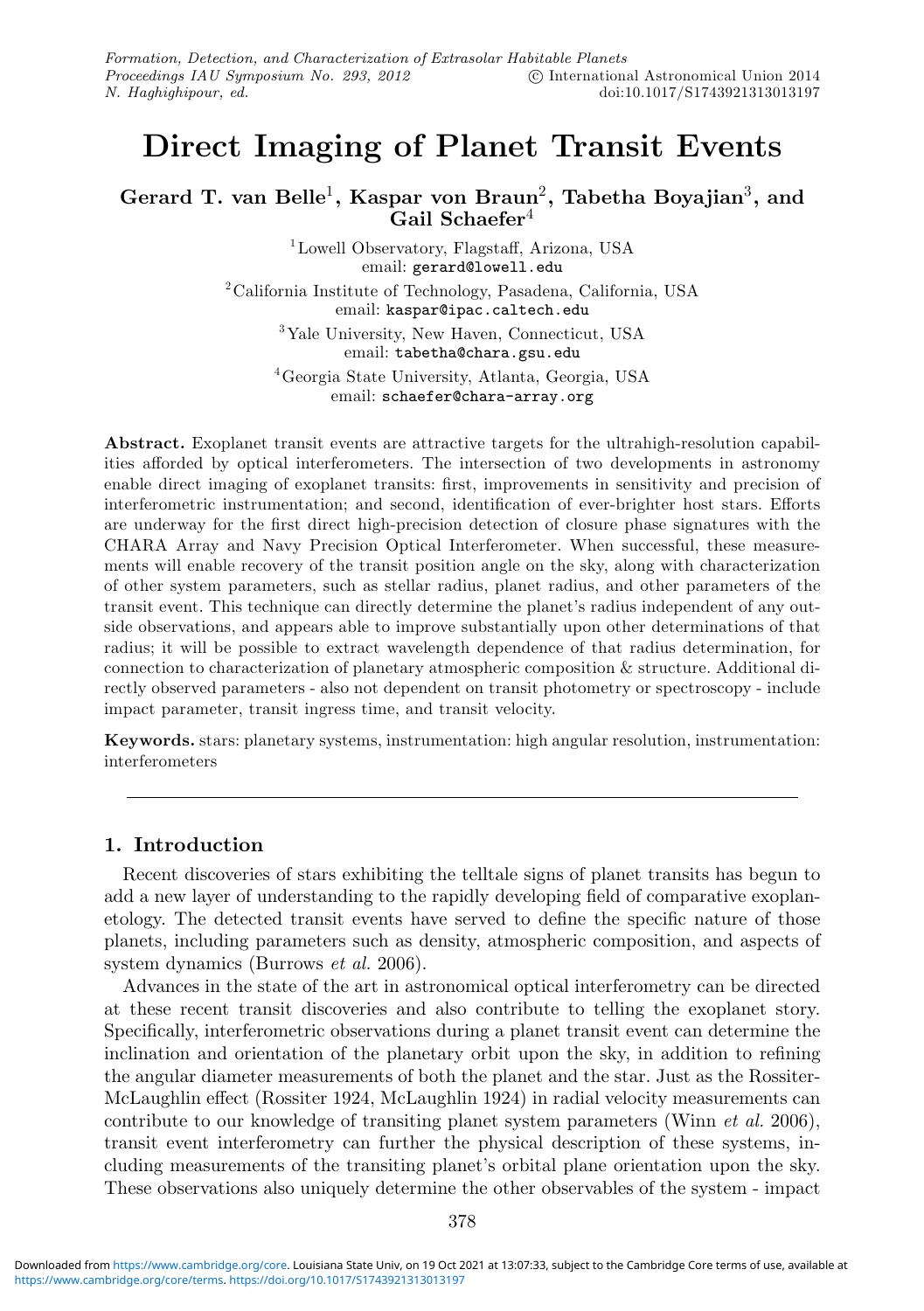# Direct Imaging of Planet Transit Events

**Gerard T. van Belle**[1], **Kaspar von Braun**[2], **Tabetha Boyajian**[3], **and Gail Schaefer**[4]

[1]Lowell Observatory, Flagstaff, Arizona, USA
email: gerard@lowell.edu

[2]California Institute of Technology, Pasadena, California, USA
email: kaspar@ipac.caltech.edu

[3]Yale University, New Haven, Connecticut, USA
email: tabetha@chara.gsu.edu

[4]Georgia State University, Atlanta, Georgia, USA
email: schaefer@chara-array.org

**Abstract.** Exoplanet transit events are attractive targets for the ultrahigh-resolution capabilities afforded by optical interferometers. The intersection of two developments in astronomy enable direct imaging of exoplanet transits: first, improvements in sensitivity and precision of interferometric instrumentation; and second, identification of ever-brighter host stars. Efforts are underway for the first direct high-precision detection of closure phase signatures with the CHARA Array and Navy Precision Optical Interferometer. When successful, these measurements will enable recovery of the transit position angle on the sky, along with characterization of other system parameters, such as stellar radius, planet radius, and other parameters of the transit event. This technique can directly determine the planet's radius independent of any outside observations, and appears able to improve substantially upon other determinations of that radius; it will be possible to extract wavelength dependence of that radius determination, for connection to characterization of planetary atmospheric composition & structure. Additional directly observed parameters - also not dependent on transit photometry or spectroscopy - include impact parameter, transit ingress time, and transit velocity.

**Keywords.** stars: planetary systems, instrumentation: high angular resolution, instrumentation: interferometers

## 1. Introduction

Recent discoveries of stars exhibiting the telltale signs of planet transits has begun to add a new layer of understanding to the rapidly developing field of comparative exoplanetology. The detected transit events have served to define the specific nature of those planets, including parameters such as density, atmospheric composition, and aspects of system dynamics (Burrows *et al.* 2006).

Advances in the state of the art in astronomical optical interferometry can be directed at these recent transit discoveries and also contribute to telling the exoplanet story. Specifically, interferometric observations during a planet transit event can determine the inclination and orientation of the planetary orbit upon the sky, in addition to refining the angular diameter measurements of both the planet and the star. Just as the Rossiter-McLaughlin effect (Rossiter 1924, McLaughlin 1924) in radial velocity measurements can contribute to our knowledge of transiting planet system parameters (Winn *et al.* 2006), transit event interferometry can further the physical description of these systems, including measurements of the transiting planet's orbital plane orientation upon the sky. These observations also uniquely determine the other observables of the system - impact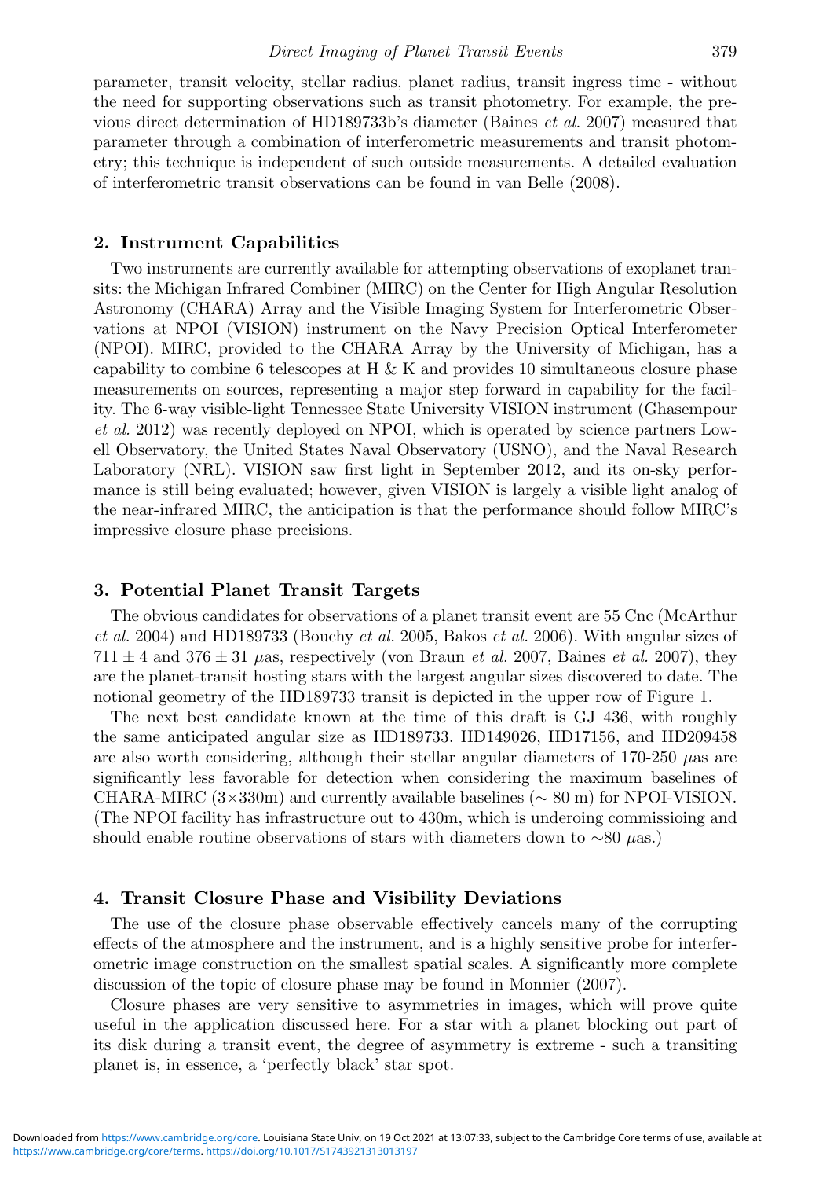parameter, transit velocity, stellar radius, planet radius, transit ingress time - without the need for supporting observations such as transit photometry. For example, the previous direct determination of HD189733b's diameter (Baines *et al.* 2007) measured that parameter through a combination of interferometric measurements and transit photometry; this technique is independent of such outside measurements. A detailed evaluation of interferometric transit observations can be found in van Belle (2008).

## 2. Instrument Capabilities

Two instruments are currently available for attempting observations of exoplanet transits: the Michigan Infrared Combiner (MIRC) on the Center for High Angular Resolution Astronomy (CHARA) Array and the Visible Imaging System for Interferometric Observations at NPOI (VISION) instrument on the Navy Precision Optical Interferometer (NPOI). MIRC, provided to the CHARA Array by the University of Michigan, has a capability to combine 6 telescopes at H & K and provides 10 simultaneous closure phase measurements on sources, representing a major step forward in capability for the facility. The 6-way visible-light Tennessee State University VISION instrument (Ghasempour *et al.* 2012) was recently deployed on NPOI, which is operated by science partners Lowell Observatory, the United States Naval Observatory (USNO), and the Naval Research Laboratory (NRL). VISION saw first light in September 2012, and its on-sky performance is still being evaluated; however, given VISION is largely a visible light analog of the near-infrared MIRC, the anticipation is that the performance should follow MIRC's impressive closure phase precisions.

## 3. Potential Planet Transit Targets

The obvious candidates for observations of a planet transit event are 55 Cnc (McArthur *et al.* 2004) and HD189733 (Bouchy *et al.* 2005, Bakos *et al.* 2006). With angular sizes of $711 \pm 4$ and $376 \pm 31$ $\mu$as, respectively (von Braun *et al.* 2007, Baines *et al.* 2007), they are the planet-transit hosting stars with the largest angular sizes discovered to date. The notional geometry of the HD189733 transit is depicted in the upper row of Figure 1.

The next best candidate known at the time of this draft is GJ 436, with roughly the same anticipated angular size as HD189733. HD149026, HD17156, and HD209458 are also worth considering, although their stellar angular diameters of 170-250 $\mu$as are significantly less favorable for detection when considering the maximum baselines of CHARA-MIRC (3×330m) and currently available baselines ($\sim$ 80 m) for NPOI-VISION. (The NPOI facility has infrastructure out to 430m, which is underoing commissioing and should enable routine observations of stars with diameters down to $\sim$80 $\mu$as.)

## 4. Transit Closure Phase and Visibility Deviations

The use of the closure phase observable effectively cancels many of the corrupting effects of the atmosphere and the instrument, and is a highly sensitive probe for interferometric image construction on the smallest spatial scales. A significantly more complete discussion of the topic of closure phase may be found in Monnier (2007).

Closure phases are very sensitive to asymmetries in images, which will prove quite useful in the application discussed here. For a star with a planet blocking out part of its disk during a transit event, the degree of asymmetry is extreme - such a transiting planet is, in essence, a 'perfectly black' star spot.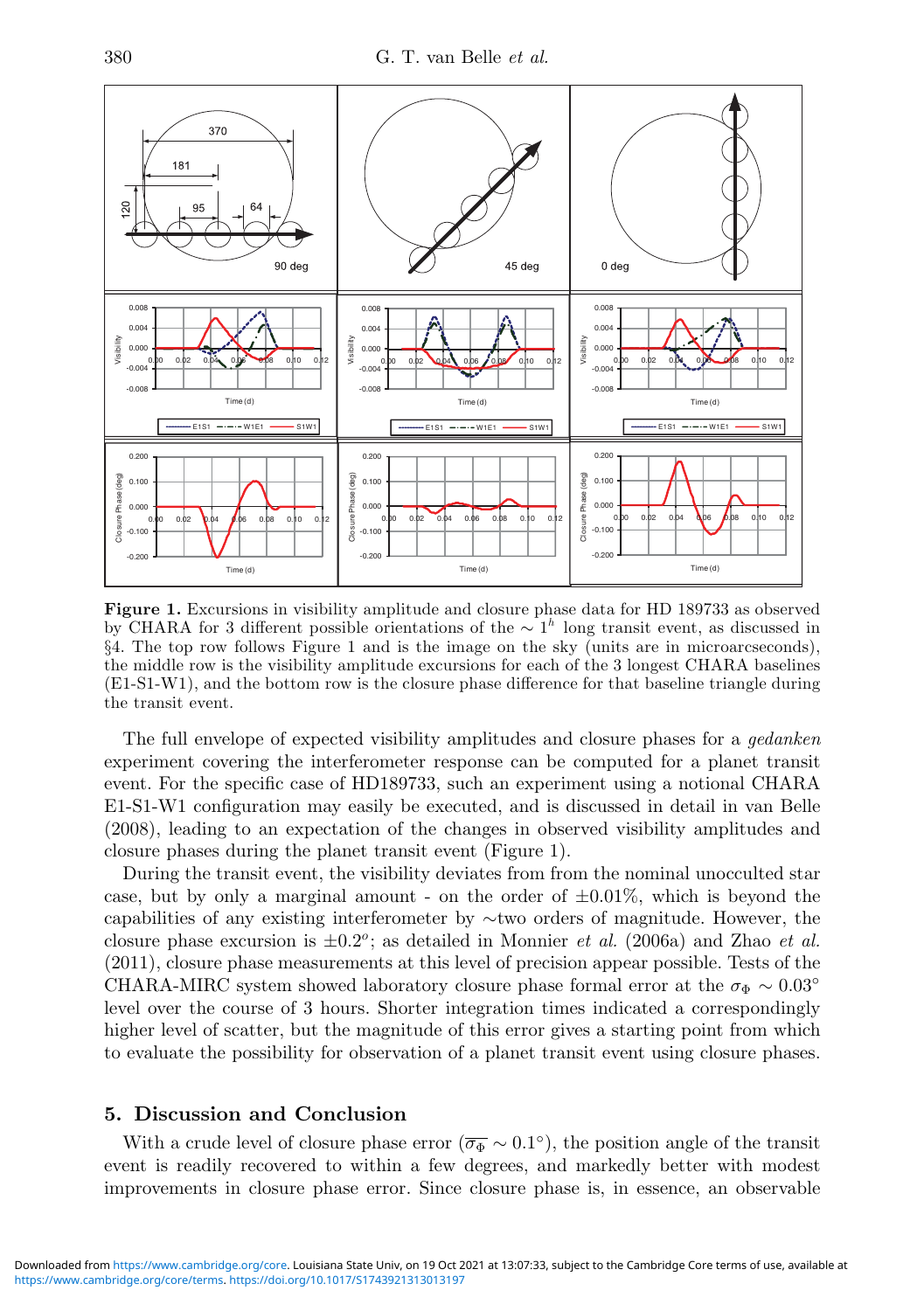**Figure 1.** Excursions in visibility amplitude and closure phase data for HD 189733 as observed by CHARA for 3 different possible orientations of the $\sim 1^h$ long transit event, as discussed in §4. The top row follows Figure 1 and is the image on the sky (units are in microarcseconds), the middle row is the visibility amplitude excursions for each of the 3 longest CHARA baselines (E1-S1-W1), and the bottom row is the closure phase difference for that baseline triangle during the transit event.

The full envelope of expected visibility amplitudes and closure phases for a *gedanken* experiment covering the interferometer response can be computed for a planet transit event. For the specific case of HD189733, such an experiment using a notional CHARA E1-S1-W1 configuration may easily be executed, and is discussed in detail in van Belle (2008), leading to an expectation of the changes in observed visibility amplitudes and closure phases during the planet transit event (Figure 1).

During the transit event, the visibility deviates from from the nominal unocculted star case, but by only a marginal amount - on the order of $\pm 0.01\%$, which is beyond the capabilities of any existing interferometer by ∼two orders of magnitude. However, the closure phase excursion is $\pm 0.2^o$; as detailed in Monnier *et al.* (2006a) and Zhao *et al.* (2011), closure phase measurements at this level of precision appear possible. Tests of the CHARA-MIRC system showed laboratory closure phase formal error at the $\sigma_\Phi \sim 0.03^\circ$ level over the course of 3 hours. Shorter integration times indicated a correspondingly higher level of scatter, but the magnitude of this error gives a starting point from which to evaluate the possibility for observation of a planet transit event using closure phases.

## 5. Discussion and Conclusion

With a crude level of closure phase error ($\overline{\sigma_\Phi} \sim 0.1^\circ$), the position angle of the transit event is readily recovered to within a few degrees, and markedly better with modest improvements in closure phase error. Since closure phase is, in essence, an observable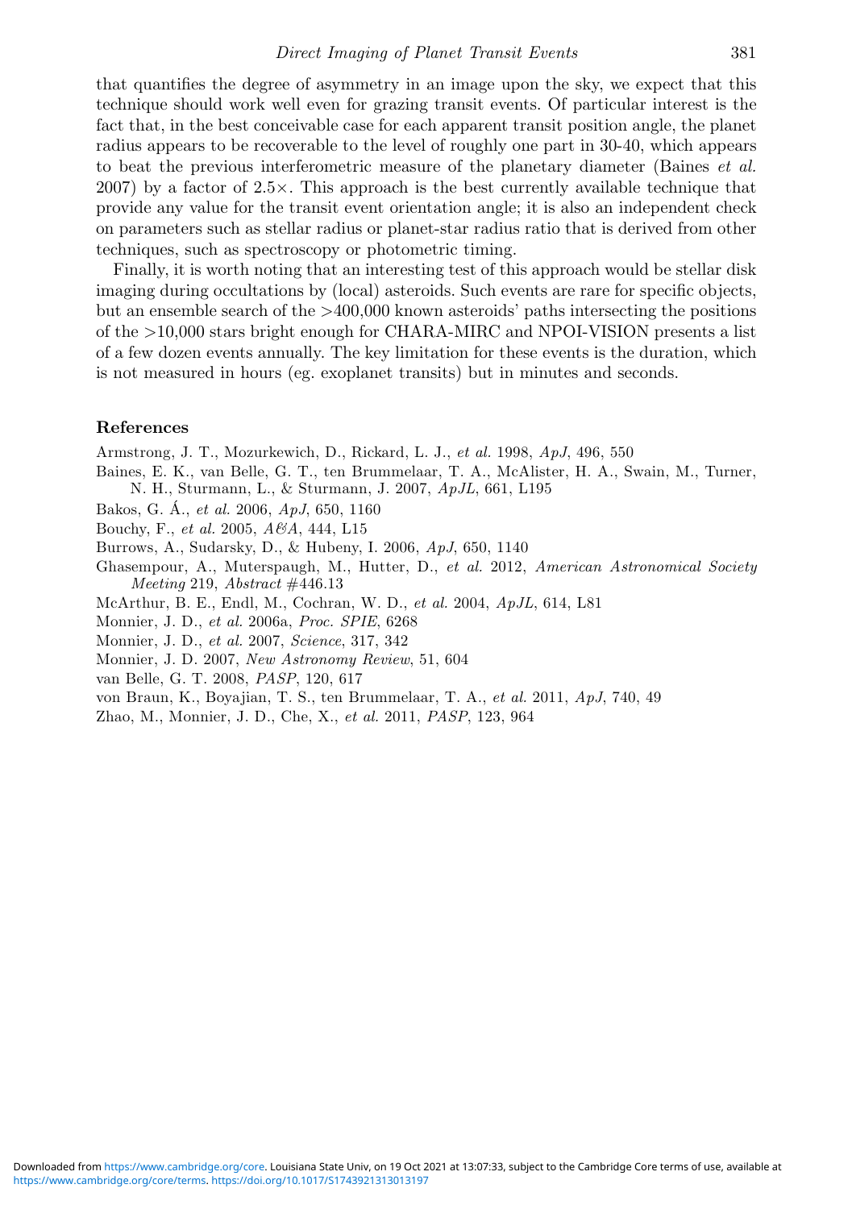that quantifies the degree of asymmetry in an image upon the sky, we expect that this technique should work well even for grazing transit events. Of particular interest is the fact that, in the best conceivable case for each apparent transit position angle, the planet radius appears to be recoverable to the level of roughly one part in 30-40, which appears to beat the previous interferometric measure of the planetary diameter (Baines *et al.* 2007) by a factor of 2.5×. This approach is the best currently available technique that provide any value for the transit event orientation angle; it is also an independent check on parameters such as stellar radius or planet-star radius ratio that is derived from other techniques, such as spectroscopy or photometric timing.

Finally, it is worth noting that an interesting test of this approach would be stellar disk imaging during occultations by (local) asteroids. Such events are rare for specific objects, but an ensemble search of the >400,000 known asteroids' paths intersecting the positions of the >10,000 stars bright enough for CHARA-MIRC and NPOI-VISION presents a list of a few dozen events annually. The key limitation for these events is the duration, which is not measured in hours (eg. exoplanet transits) but in minutes and seconds.

## References

Armstrong, J. T., Mozurkewich, D., Rickard, L. J., *et al.* 1998, *ApJ*, 496, 550

Baines, E. K., van Belle, G. T., ten Brummelaar, T. A., McAlister, H. A., Swain, M., Turner, N. H., Sturmann, L., & Sturmann, J. 2007, *ApJL*, 661, L195

Bakos, G. Á., *et al.* 2006, *ApJ*, 650, 1160

Bouchy, F., *et al.* 2005, *A&A*, 444, L15

Burrows, A., Sudarsky, D., & Hubeny, I. 2006, *ApJ*, 650, 1140

Ghasempour, A., Muterspaugh, M., Hutter, D., *et al.* 2012, *American Astronomical Society Meeting* 219, *Abstract* #446.13

McArthur, B. E., Endl, M., Cochran, W. D., *et al.* 2004, *ApJL*, 614, L81

Monnier, J. D., *et al.* 2006a, *Proc. SPIE*, 6268

Monnier, J. D., *et al.* 2007, *Science*, 317, 342

Monnier, J. D. 2007, *New Astronomy Review*, 51, 604

van Belle, G. T. 2008, *PASP*, 120, 617

von Braun, K., Boyajian, T. S., ten Brummelaar, T. A., *et al.* 2011, *ApJ*, 740, 49

Zhao, M., Monnier, J. D., Che, X., *et al.* 2011, *PASP*, 123, 964